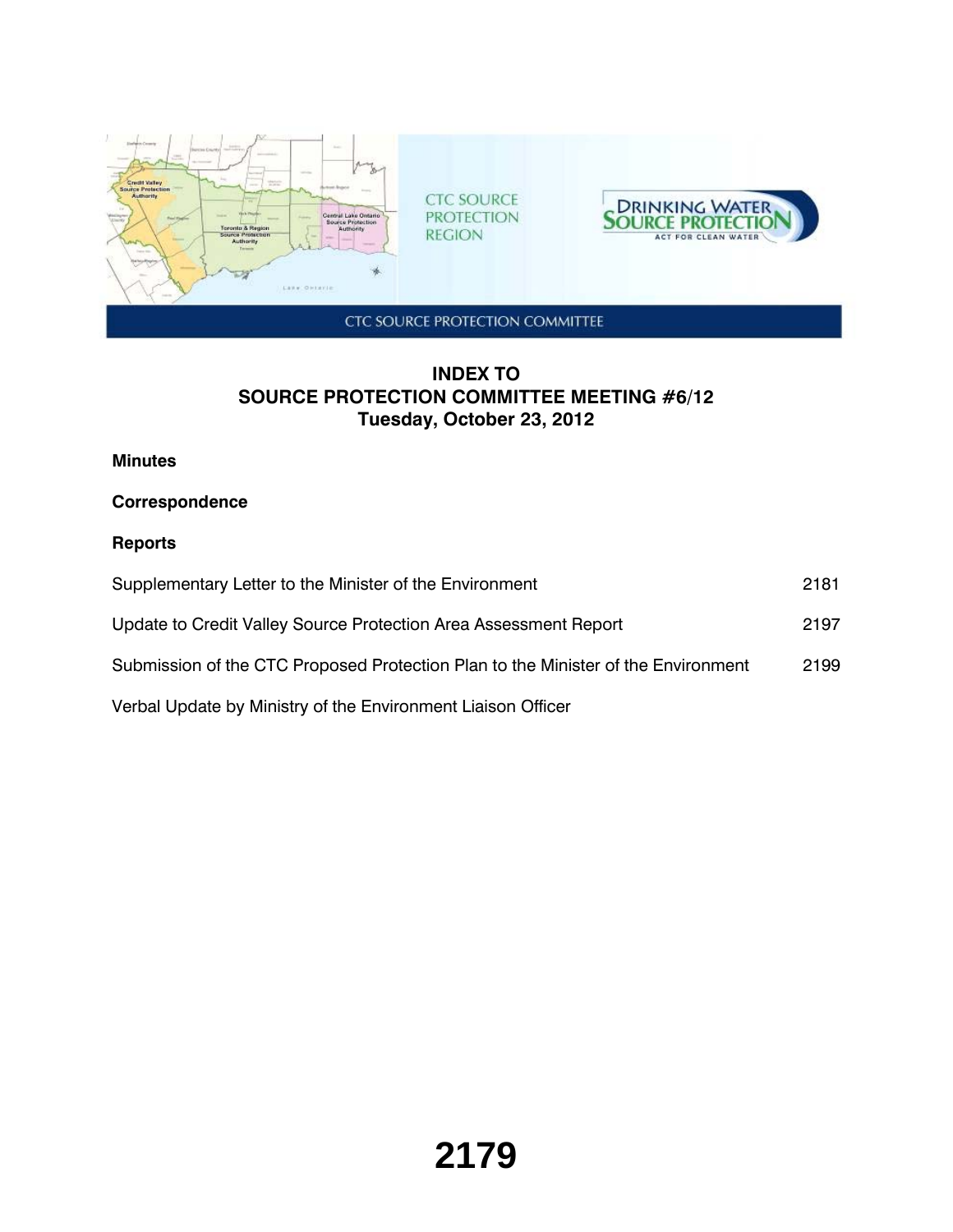CTC SOURCE PROTECTION REGION

DRINKING WATER SOURCE PROTECTION
ACT FOR CLEAN WATER

CTC SOURCE PROTECTION COMMITTEE

# INDEX TO SOURCE PROTECTION COMMITTEE MEETING #6/12
## Tuesday, October 23, 2012

**Minutes**

**Correspondence**

**Reports**

| | |
|---|---|
| Supplementary Letter to the Minister of the Environment | 2181 |
| Update to Credit Valley Source Protection Area Assessment Report | 2197 |
| Submission of the CTC Proposed Protection Plan to the Minister of the Environment | 2199 |
| Verbal Update by Ministry of the Environment Liaison Officer | |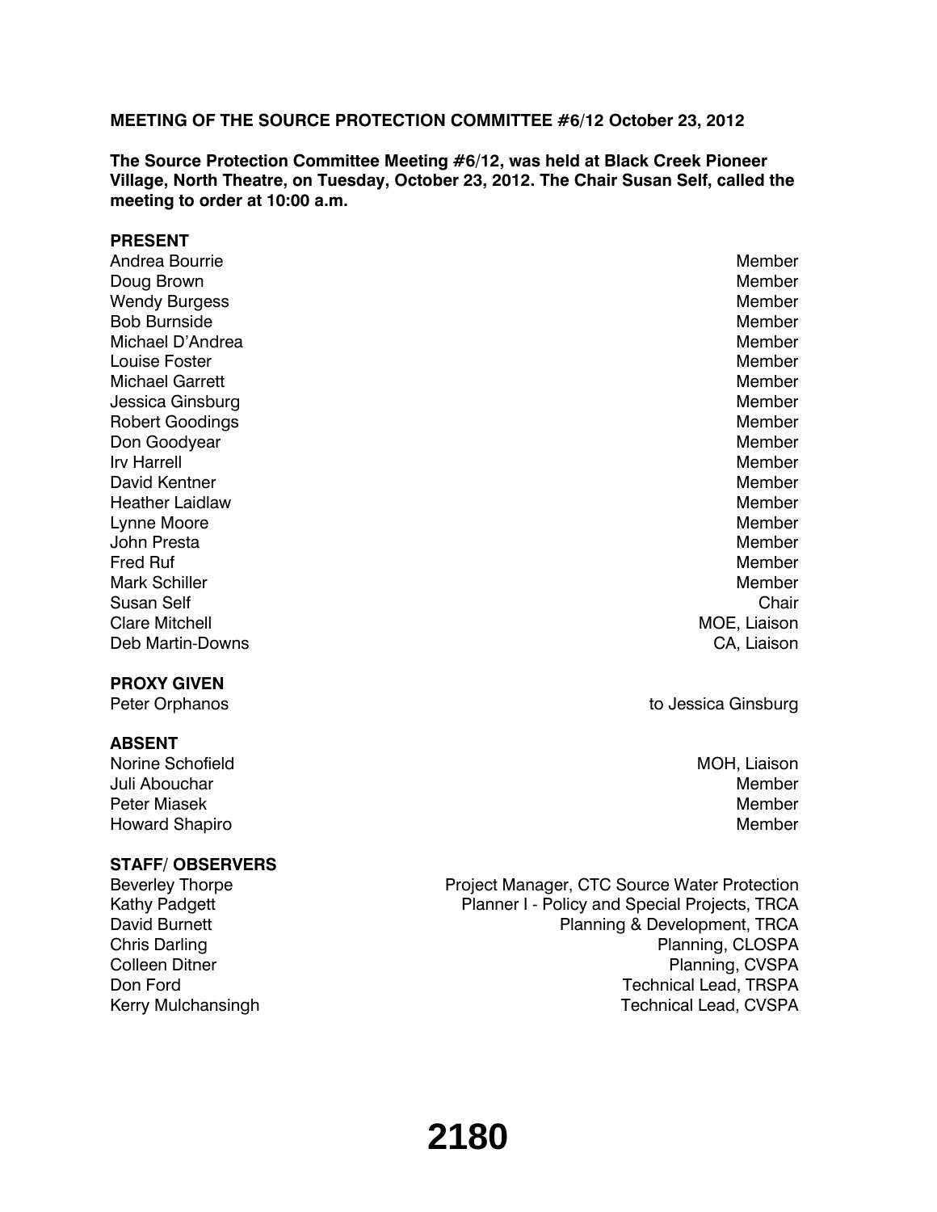**MEETING OF THE SOURCE PROTECTION COMMITTEE #6/12 October 23, 2012**

**The Source Protection Committee Meeting #6/12, was held at Black Creek Pioneer Village, North Theatre, on Tuesday, October 23, 2012. The Chair Susan Self, called the meeting to order at 10:00 a.m.**

**PRESENT**

| | |
|---|---|
| Andrea Bourrie | Member |
| Doug Brown | Member |
| Wendy Burgess | Member |
| Bob Burnside | Member |
| Michael D'Andrea | Member |
| Louise Foster | Member |
| Michael Garrett | Member |
| Jessica Ginsburg | Member |
| Robert Goodings | Member |
| Don Goodyear | Member |
| Irv Harrell | Member |
| David Kentner | Member |
| Heather Laidlaw | Member |
| Lynne Moore | Member |
| John Presta | Member |
| Fred Ruf | Member |
| Mark Schiller | Member |
| Susan Self | Chair |
| Clare Mitchell | MOE, Liaison |
| Deb Martin-Downs | CA, Liaison |

**PROXY GIVEN**

| | |
|---|---|
| Peter Orphanos | to Jessica Ginsburg |

**ABSENT**

| | |
|---|---|
| Norine Schofield | MOH, Liaison |
| Juli Abouchar | Member |
| Peter Miasek | Member |
| Howard Shapiro | Member |

**STAFF/ OBSERVERS**

| | |
|---|---|
| Beverley Thorpe | Project Manager, CTC Source Water Protection |
| Kathy Padgett | Planner I - Policy and Special Projects, TRCA |
| David Burnett | Planning & Development, TRCA |
| Chris Darling | Planning, CLOSPA |
| Colleen Ditner | Planning, CVSPA |
| Don Ford | Technical Lead, TRSPA |
| Kerry Mulchansingh | Technical Lead, CVSPA |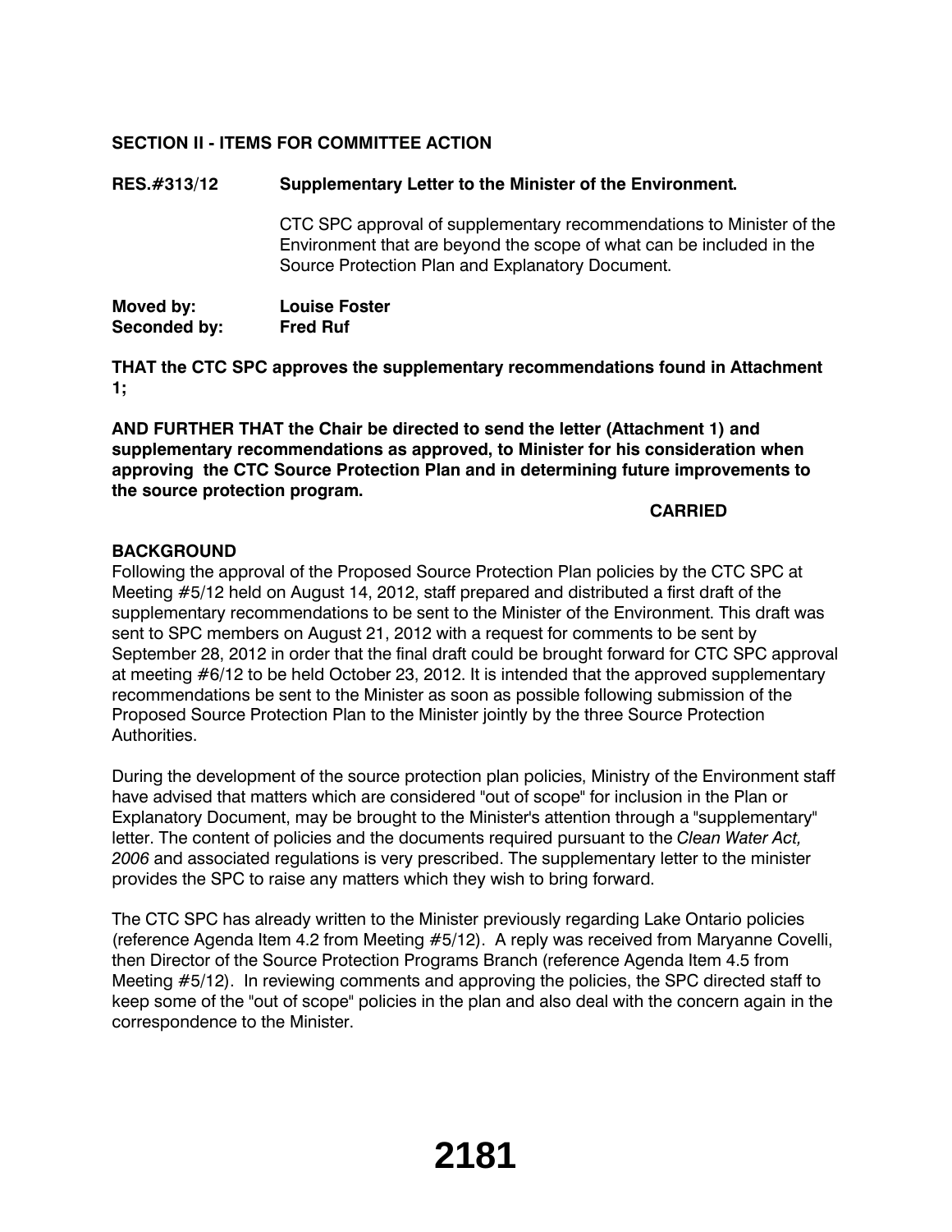## SECTION II - ITEMS FOR COMMITTEE ACTION

**RES.#313/12 Supplementary Letter to the Minister of the Environment.**

CTC SPC approval of supplementary recommendations to Minister of the Environment that are beyond the scope of what can be included in the Source Protection Plan and Explanatory Document.

**Moved by: Louise Foster**
**Seconded by: Fred Ruf**

**THAT the CTC SPC approves the supplementary recommendations found in Attachment 1;**

**AND FURTHER THAT the Chair be directed to send the letter (Attachment 1) and supplementary recommendations as approved, to Minister for his consideration when approving the CTC Source Protection Plan and in determining future improvements to the source protection program.**

**CARRIED**

### BACKGROUND

Following the approval of the Proposed Source Protection Plan policies by the CTC SPC at Meeting #5/12 held on August 14, 2012, staff prepared and distributed a first draft of the supplementary recommendations to be sent to the Minister of the Environment. This draft was sent to SPC members on August 21, 2012 with a request for comments to be sent by September 28, 2012 in order that the final draft could be brought forward for CTC SPC approval at meeting #6/12 to be held October 23, 2012. It is intended that the approved supplementary recommendations be sent to the Minister as soon as possible following submission of the Proposed Source Protection Plan to the Minister jointly by the three Source Protection Authorities.

During the development of the source protection plan policies, Ministry of the Environment staff have advised that matters which are considered "out of scope" for inclusion in the Plan or Explanatory Document, may be brought to the Minister's attention through a "supplementary" letter. The content of policies and the documents required pursuant to the *Clean Water Act, 2006* and associated regulations is very prescribed. The supplementary letter to the minister provides the SPC to raise any matters which they wish to bring forward.

The CTC SPC has already written to the Minister previously regarding Lake Ontario policies (reference Agenda Item 4.2 from Meeting #5/12). A reply was received from Maryanne Covelli, then Director of the Source Protection Programs Branch (reference Agenda Item 4.5 from Meeting #5/12). In reviewing comments and approving the policies, the SPC directed staff to keep some of the "out of scope" policies in the plan and also deal with the concern again in the correspondence to the Minister.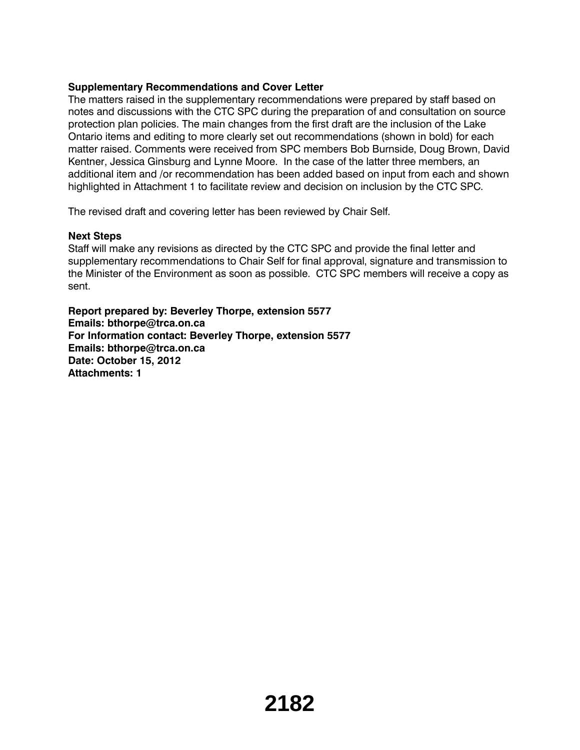**Supplementary Recommendations and Cover Letter**

The matters raised in the supplementary recommendations were prepared by staff based on notes and discussions with the CTC SPC during the preparation of and consultation on source protection plan policies. The main changes from the first draft are the inclusion of the Lake Ontario items and editing to more clearly set out recommendations (shown in bold) for each matter raised. Comments were received from SPC members Bob Burnside, Doug Brown, David Kentner, Jessica Ginsburg and Lynne Moore. In the case of the latter three members, an additional item and /or recommendation has been added based on input from each and shown highlighted in Attachment 1 to facilitate review and decision on inclusion by the CTC SPC.

The revised draft and covering letter has been reviewed by Chair Self.

**Next Steps**

Staff will make any revisions as directed by the CTC SPC and provide the final letter and supplementary recommendations to Chair Self for final approval, signature and transmission to the Minister of the Environment as soon as possible. CTC SPC members will receive a copy as sent.

**Report prepared by: Beverley Thorpe, extension 5577**
**Emails: bthorpe@trca.on.ca**
**For Information contact: Beverley Thorpe, extension 5577**
**Emails: bthorpe@trca.on.ca**
**Date: October 15, 2012**
**Attachments: 1**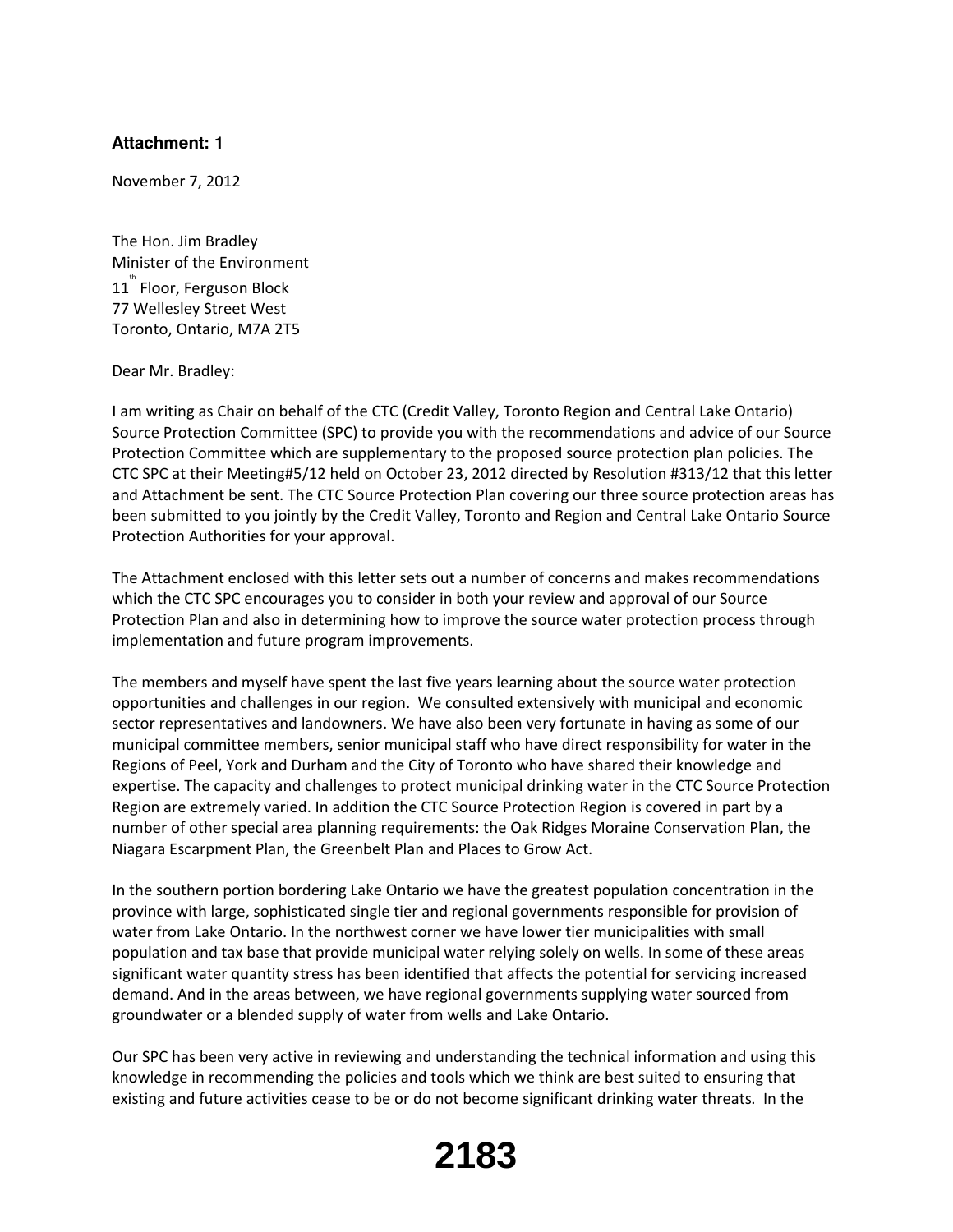**Attachment: 1**

November 7, 2012

The Hon. Jim Bradley
Minister of the Environment
11th Floor, Ferguson Block
77 Wellesley Street West
Toronto, Ontario, M7A 2T5

Dear Mr. Bradley:

I am writing as Chair on behalf of the CTC (Credit Valley, Toronto Region and Central Lake Ontario) Source Protection Committee (SPC) to provide you with the recommendations and advice of our Source Protection Committee which are supplementary to the proposed source protection plan policies. The CTC SPC at their Meeting#5/12 held on October 23, 2012 directed by Resolution #313/12 that this letter and Attachment be sent. The CTC Source Protection Plan covering our three source protection areas has been submitted to you jointly by the Credit Valley, Toronto and Region and Central Lake Ontario Source Protection Authorities for your approval.

The Attachment enclosed with this letter sets out a number of concerns and makes recommendations which the CTC SPC encourages you to consider in both your review and approval of our Source Protection Plan and also in determining how to improve the source water protection process through implementation and future program improvements.

The members and myself have spent the last five years learning about the source water protection opportunities and challenges in our region. We consulted extensively with municipal and economic sector representatives and landowners. We have also been very fortunate in having as some of our municipal committee members, senior municipal staff who have direct responsibility for water in the Regions of Peel, York and Durham and the City of Toronto who have shared their knowledge and expertise. The capacity and challenges to protect municipal drinking water in the CTC Source Protection Region are extremely varied. In addition the CTC Source Protection Region is covered in part by a number of other special area planning requirements: the Oak Ridges Moraine Conservation Plan, the Niagara Escarpment Plan, the Greenbelt Plan and Places to Grow Act.

In the southern portion bordering Lake Ontario we have the greatest population concentration in the province with large, sophisticated single tier and regional governments responsible for provision of water from Lake Ontario. In the northwest corner we have lower tier municipalities with small population and tax base that provide municipal water relying solely on wells. In some of these areas significant water quantity stress has been identified that affects the potential for servicing increased demand. And in the areas between, we have regional governments supplying water sourced from groundwater or a blended supply of water from wells and Lake Ontario.

Our SPC has been very active in reviewing and understanding the technical information and using this knowledge in recommending the policies and tools which we think are best suited to ensuring that existing and future activities cease to be or do not become significant drinking water threats. In the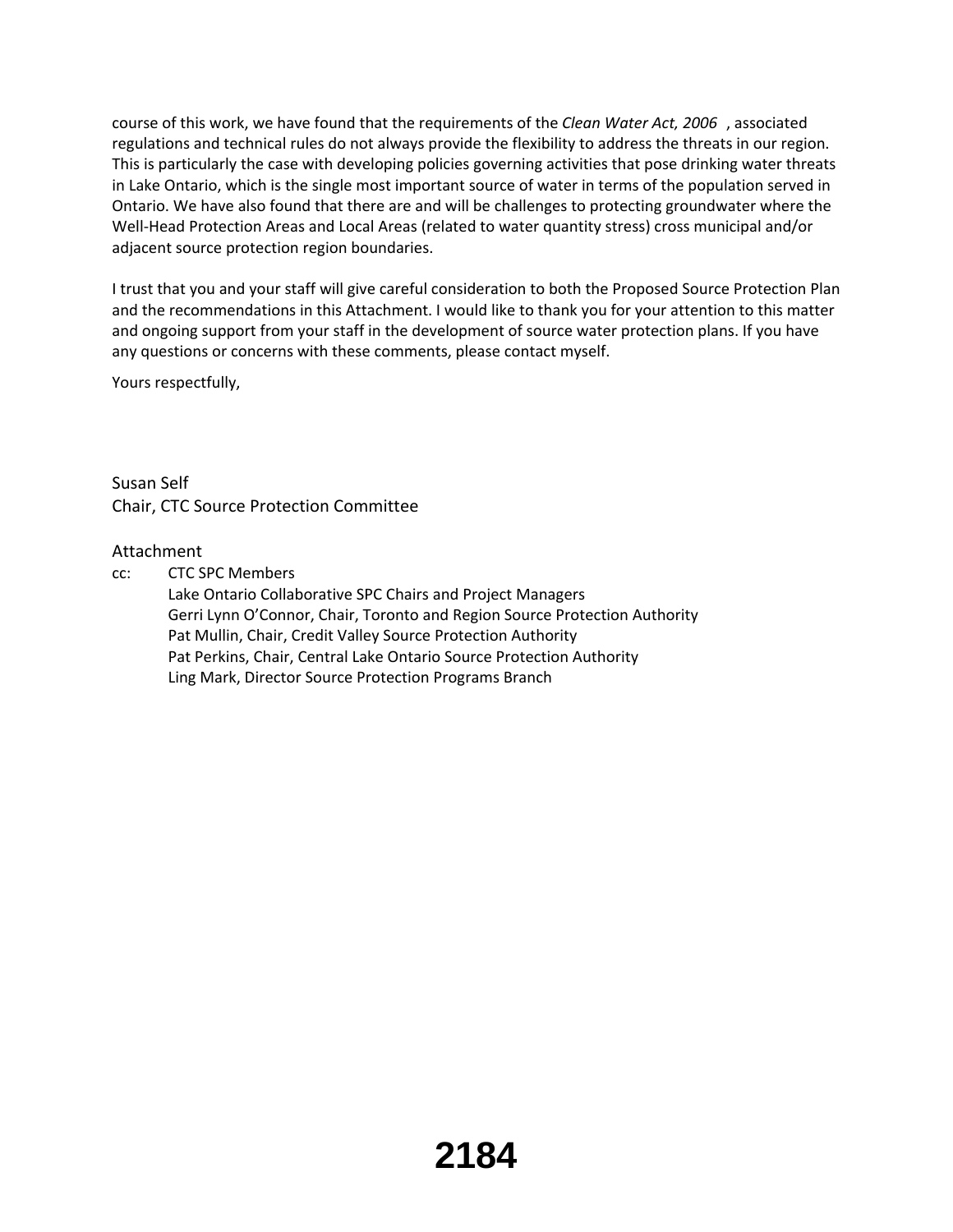course of this work, we have found that the requirements of the *Clean Water Act, 2006*, associated regulations and technical rules do not always provide the flexibility to address the threats in our region. This is particularly the case with developing policies governing activities that pose drinking water threats in Lake Ontario, which is the single most important source of water in terms of the population served in Ontario. We have also found that there are and will be challenges to protecting groundwater where the Well-Head Protection Areas and Local Areas (related to water quantity stress) cross municipal and/or adjacent source protection region boundaries.

I trust that you and your staff will give careful consideration to both the Proposed Source Protection Plan and the recommendations in this Attachment. I would like to thank you for your attention to this matter and ongoing support from your staff in the development of source water protection plans. If you have any questions or concerns with these comments, please contact myself.

Yours respectfully,

Susan Self
Chair, CTC Source Protection Committee

Attachment

cc: CTC SPC Members
Lake Ontario Collaborative SPC Chairs and Project Managers
Gerri Lynn O'Connor, Chair, Toronto and Region Source Protection Authority
Pat Mullin, Chair, Credit Valley Source Protection Authority
Pat Perkins, Chair, Central Lake Ontario Source Protection Authority
Ling Mark, Director Source Protection Programs Branch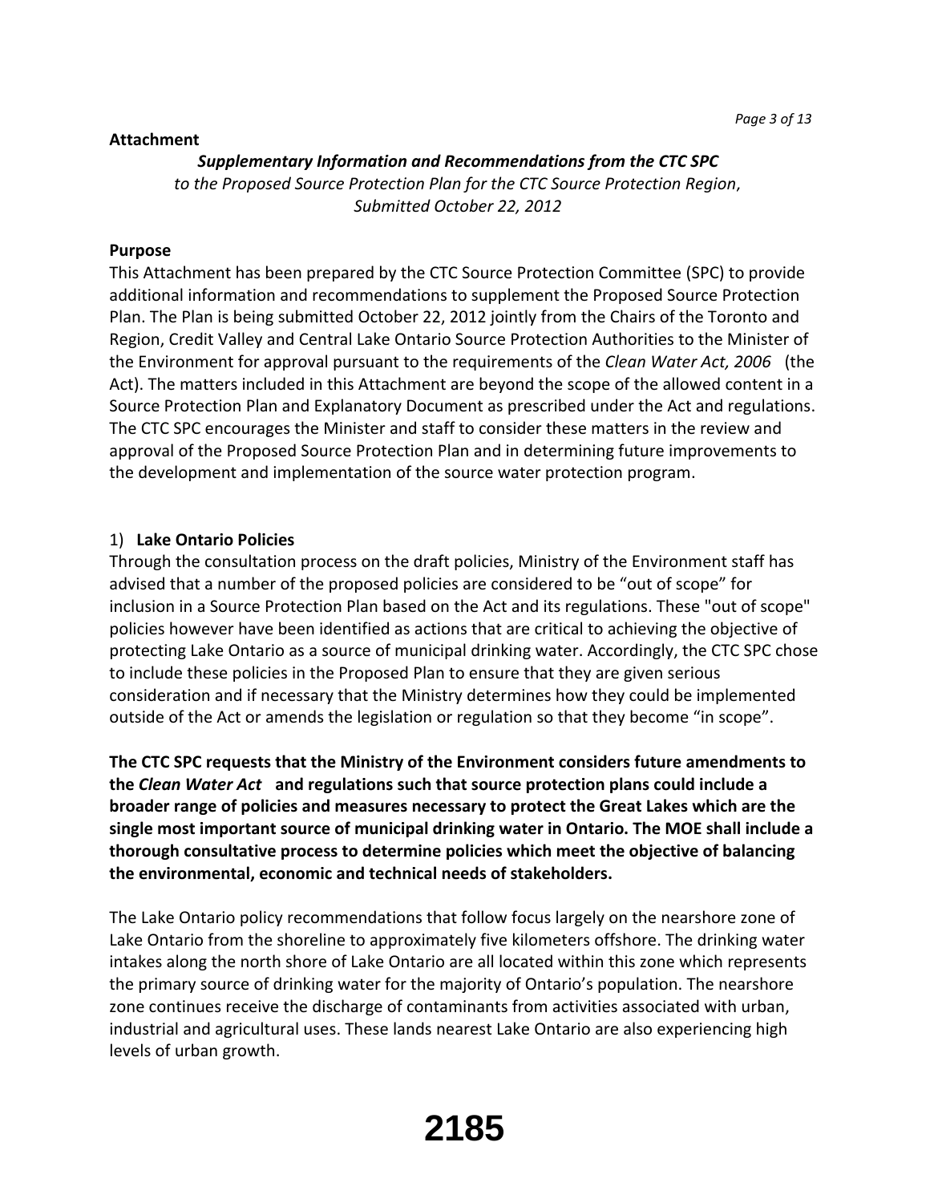**Attachment**

***Supplementary Information and Recommendations from the CTC SPC***

*to the Proposed Source Protection Plan for the CTC Source Protection Region, Submitted October 22, 2012*

**Purpose**

This Attachment has been prepared by the CTC Source Protection Committee (SPC) to provide additional information and recommendations to supplement the Proposed Source Protection Plan. The Plan is being submitted October 22, 2012 jointly from the Chairs of the Toronto and Region, Credit Valley and Central Lake Ontario Source Protection Authorities to the Minister of the Environment for approval pursuant to the requirements of the *Clean Water Act, 2006* (the Act). The matters included in this Attachment are beyond the scope of the allowed content in a Source Protection Plan and Explanatory Document as prescribed under the Act and regulations. The CTC SPC encourages the Minister and staff to consider these matters in the review and approval of the Proposed Source Protection Plan and in determining future improvements to the development and implementation of the source water protection program.

1) **Lake Ontario Policies**

Through the consultation process on the draft policies, Ministry of the Environment staff has advised that a number of the proposed policies are considered to be “out of scope” for inclusion in a Source Protection Plan based on the Act and its regulations. These "out of scope" policies however have been identified as actions that are critical to achieving the objective of protecting Lake Ontario as a source of municipal drinking water. Accordingly, the CTC SPC chose to include these policies in the Proposed Plan to ensure that they are given serious consideration and if necessary that the Ministry determines how they could be implemented outside of the Act or amends the legislation or regulation so that they become “in scope”.

**The CTC SPC requests that the Ministry of the Environment considers future amendments to the *Clean Water Act* and regulations such that source protection plans could include a broader range of policies and measures necessary to protect the Great Lakes which are the single most important source of municipal drinking water in Ontario. The MOE shall include a thorough consultative process to determine policies which meet the objective of balancing the environmental, economic and technical needs of stakeholders.**

The Lake Ontario policy recommendations that follow focus largely on the nearshore zone of Lake Ontario from the shoreline to approximately five kilometers offshore. The drinking water intakes along the north shore of Lake Ontario are all located within this zone which represents the primary source of drinking water for the majority of Ontario’s population. The nearshore zone continues receive the discharge of contaminants from activities associated with urban, industrial and agricultural uses. These lands nearest Lake Ontario are also experiencing high levels of urban growth.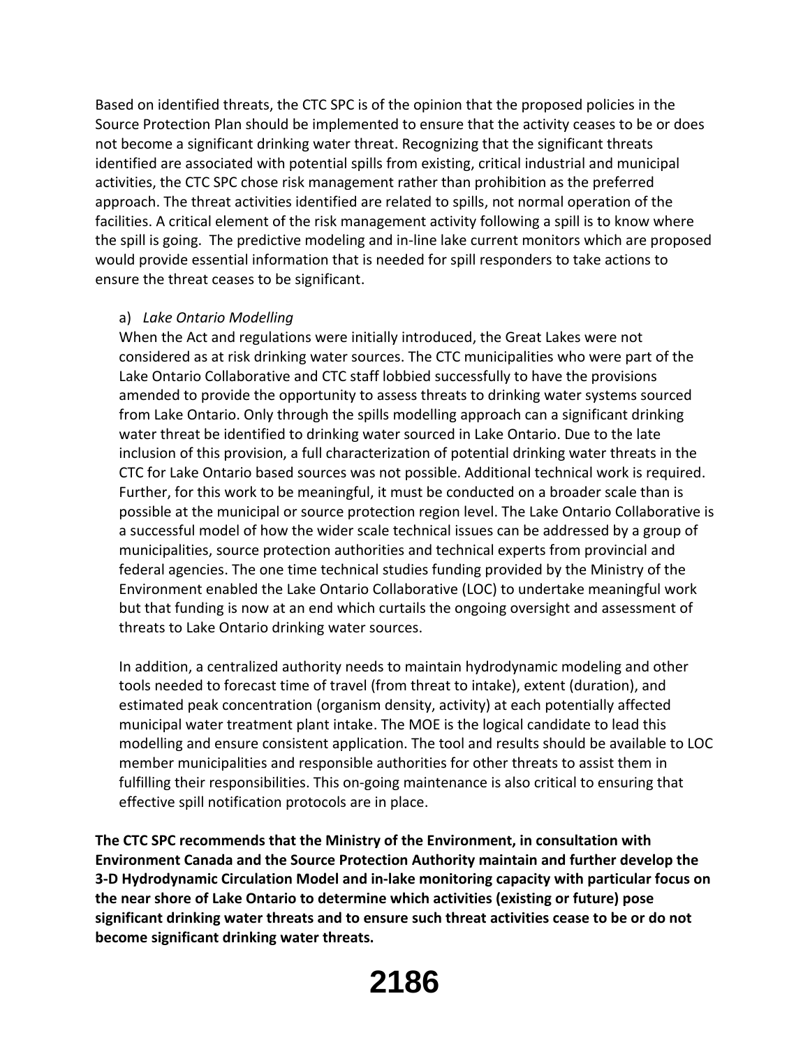Based on identified threats, the CTC SPC is of the opinion that the proposed policies in the Source Protection Plan should be implemented to ensure that the activity ceases to be or does not become a significant drinking water threat. Recognizing that the significant threats identified are associated with potential spills from existing, critical industrial and municipal activities, the CTC SPC chose risk management rather than prohibition as the preferred approach. The threat activities identified are related to spills, not normal operation of the facilities. A critical element of the risk management activity following a spill is to know where the spill is going. The predictive modeling and in-line lake current monitors which are proposed would provide essential information that is needed for spill responders to take actions to ensure the threat ceases to be significant.

a) *Lake Ontario Modelling*

When the Act and regulations were initially introduced, the Great Lakes were not considered as at risk drinking water sources. The CTC municipalities who were part of the Lake Ontario Collaborative and CTC staff lobbied successfully to have the provisions amended to provide the opportunity to assess threats to drinking water systems sourced from Lake Ontario. Only through the spills modelling approach can a significant drinking water threat be identified to drinking water sourced in Lake Ontario. Due to the late inclusion of this provision, a full characterization of potential drinking water threats in the CTC for Lake Ontario based sources was not possible. Additional technical work is required. Further, for this work to be meaningful, it must be conducted on a broader scale than is possible at the municipal or source protection region level. The Lake Ontario Collaborative is a successful model of how the wider scale technical issues can be addressed by a group of municipalities, source protection authorities and technical experts from provincial and federal agencies. The one time technical studies funding provided by the Ministry of the Environment enabled the Lake Ontario Collaborative (LOC) to undertake meaningful work but that funding is now at an end which curtails the ongoing oversight and assessment of threats to Lake Ontario drinking water sources.

In addition, a centralized authority needs to maintain hydrodynamic modeling and other tools needed to forecast time of travel (from threat to intake), extent (duration), and estimated peak concentration (organism density, activity) at each potentially affected municipal water treatment plant intake. The MOE is the logical candidate to lead this modelling and ensure consistent application. The tool and results should be available to LOC member municipalities and responsible authorities for other threats to assist them in fulfilling their responsibilities. This on-going maintenance is also critical to ensuring that effective spill notification protocols are in place.

**The CTC SPC recommends that the Ministry of the Environment, in consultation with Environment Canada and the Source Protection Authority maintain and further develop the 3-D Hydrodynamic Circulation Model and in-lake monitoring capacity with particular focus on the near shore of Lake Ontario to determine which activities (existing or future) pose significant drinking water threats and to ensure such threat activities cease to be or do not become significant drinking water threats.**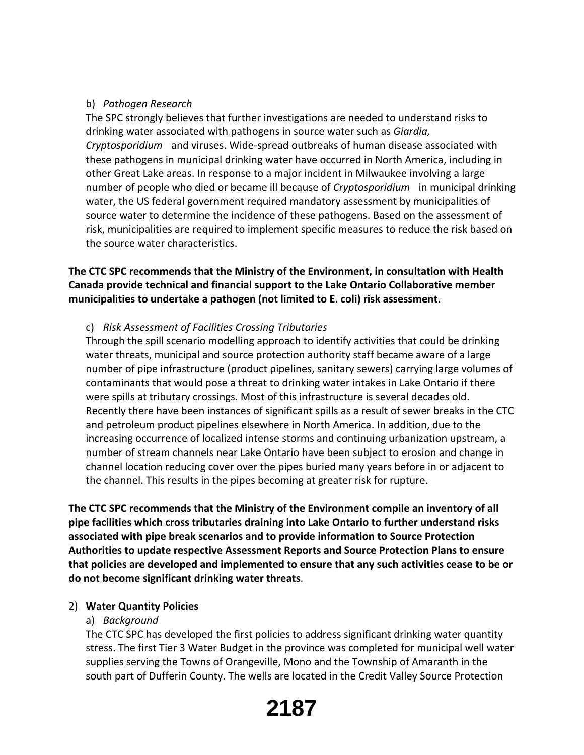b) *Pathogen Research*

The SPC strongly believes that further investigations are needed to understand risks to drinking water associated with pathogens in source water such as *Giardia, Cryptosporidium* and viruses. Wide-spread outbreaks of human disease associated with these pathogens in municipal drinking water have occurred in North America, including in other Great Lake areas. In response to a major incident in Milwaukee involving a large number of people who died or became ill because of *Cryptosporidium* in municipal drinking water, the US federal government required mandatory assessment by municipalities of source water to determine the incidence of these pathogens. Based on the assessment of risk, municipalities are required to implement specific measures to reduce the risk based on the source water characteristics.

**The CTC SPC recommends that the Ministry of the Environment, in consultation with Health Canada provide technical and financial support to the Lake Ontario Collaborative member municipalities to undertake a pathogen (not limited to E. coli) risk assessment.**

c) *Risk Assessment of Facilities Crossing Tributaries*

Through the spill scenario modelling approach to identify activities that could be drinking water threats, municipal and source protection authority staff became aware of a large number of pipe infrastructure (product pipelines, sanitary sewers) carrying large volumes of contaminants that would pose a threat to drinking water intakes in Lake Ontario if there were spills at tributary crossings. Most of this infrastructure is several decades old. Recently there have been instances of significant spills as a result of sewer breaks in the CTC and petroleum product pipelines elsewhere in North America. In addition, due to the increasing occurrence of localized intense storms and continuing urbanization upstream, a number of stream channels near Lake Ontario have been subject to erosion and change in channel location reducing cover over the pipes buried many years before in or adjacent to the channel. This results in the pipes becoming at greater risk for rupture.

**The CTC SPC recommends that the Ministry of the Environment compile an inventory of all pipe facilities which cross tributaries draining into Lake Ontario to further understand risks associated with pipe break scenarios and to provide information to Source Protection Authorities to update respective Assessment Reports and Source Protection Plans to ensure that policies are developed and implemented to ensure that any such activities cease to be or do not become significant drinking water threats**.

2) **Water Quantity Policies**

a) *Background*

The CTC SPC has developed the first policies to address significant drinking water quantity stress. The first Tier 3 Water Budget in the province was completed for municipal well water supplies serving the Towns of Orangeville, Mono and the Township of Amaranth in the south part of Dufferin County. The wells are located in the Credit Valley Source Protection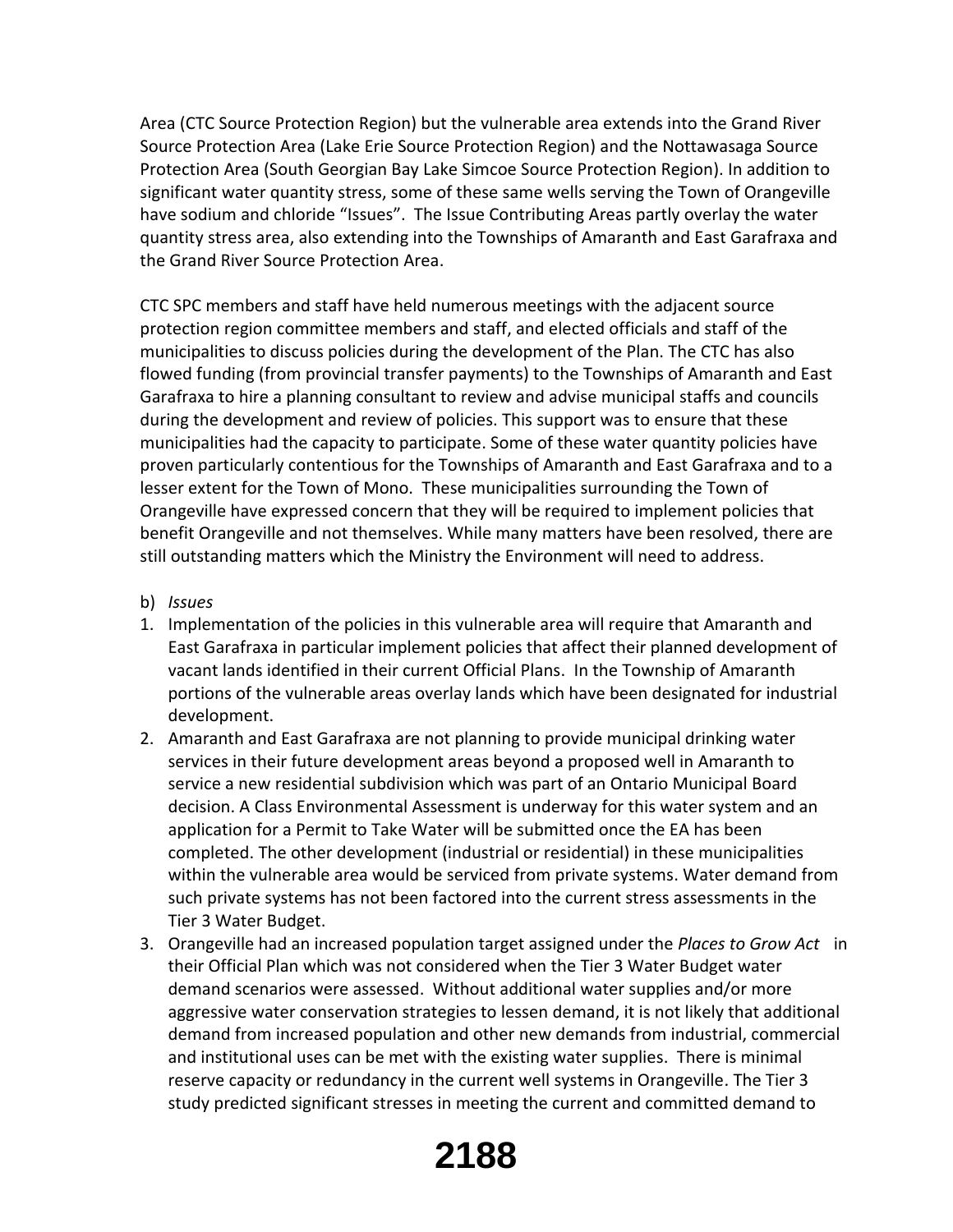Area (CTC Source Protection Region) but the vulnerable area extends into the Grand River Source Protection Area (Lake Erie Source Protection Region) and the Nottawasaga Source Protection Area (South Georgian Bay Lake Simcoe Source Protection Region). In addition to significant water quantity stress, some of these same wells serving the Town of Orangeville have sodium and chloride "Issues". The Issue Contributing Areas partly overlay the water quantity stress area, also extending into the Townships of Amaranth and East Garafraxa and the Grand River Source Protection Area.

CTC SPC members and staff have held numerous meetings with the adjacent source protection region committee members and staff, and elected officials and staff of the municipalities to discuss policies during the development of the Plan. The CTC has also flowed funding (from provincial transfer payments) to the Townships of Amaranth and East Garafraxa to hire a planning consultant to review and advise municipal staffs and councils during the development and review of policies. This support was to ensure that these municipalities had the capacity to participate. Some of these water quantity policies have proven particularly contentious for the Townships of Amaranth and East Garafraxa and to a lesser extent for the Town of Mono. These municipalities surrounding the Town of Orangeville have expressed concern that they will be required to implement policies that benefit Orangeville and not themselves. While many matters have been resolved, there are still outstanding matters which the Ministry the Environment will need to address.

b) *Issues*

1. Implementation of the policies in this vulnerable area will require that Amaranth and East Garafraxa in particular implement policies that affect their planned development of vacant lands identified in their current Official Plans. In the Township of Amaranth portions of the vulnerable areas overlay lands which have been designated for industrial development.
2. Amaranth and East Garafraxa are not planning to provide municipal drinking water services in their future development areas beyond a proposed well in Amaranth to service a new residential subdivision which was part of an Ontario Municipal Board decision. A Class Environmental Assessment is underway for this water system and an application for a Permit to Take Water will be submitted once the EA has been completed. The other development (industrial or residential) in these municipalities within the vulnerable area would be serviced from private systems. Water demand from such private systems has not been factored into the current stress assessments in the Tier 3 Water Budget.
3. Orangeville had an increased population target assigned under the *Places to Grow Act* in their Official Plan which was not considered when the Tier 3 Water Budget water demand scenarios were assessed. Without additional water supplies and/or more aggressive water conservation strategies to lessen demand, it is not likely that additional demand from increased population and other new demands from industrial, commercial and institutional uses can be met with the existing water supplies. There is minimal reserve capacity or redundancy in the current well systems in Orangeville. The Tier 3 study predicted significant stresses in meeting the current and committed demand to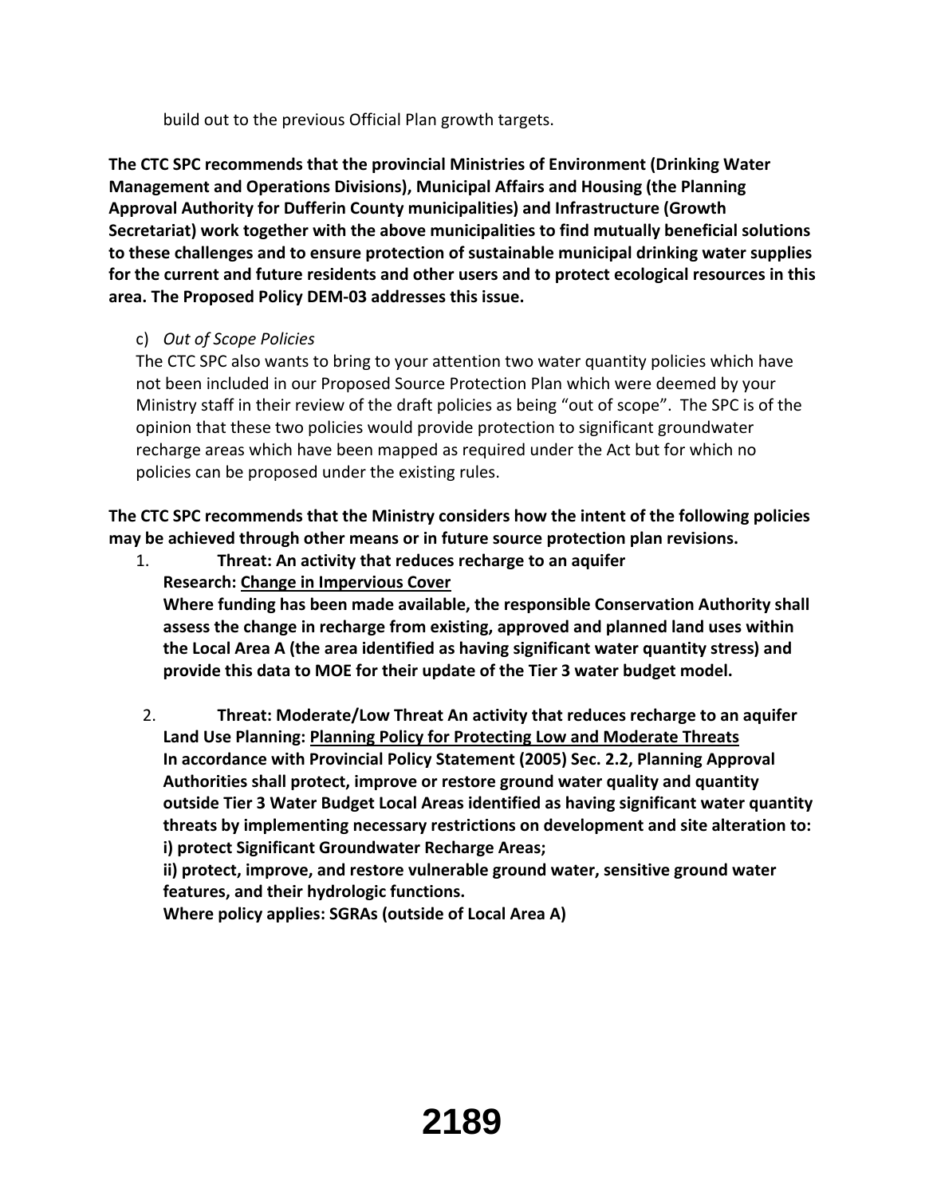build out to the previous Official Plan growth targets.

**The CTC SPC recommends that the provincial Ministries of Environment (Drinking Water Management and Operations Divisions), Municipal Affairs and Housing (the Planning Approval Authority for Dufferin County municipalities) and Infrastructure (Growth Secretariat) work together with the above municipalities to find mutually beneficial solutions to these challenges and to ensure protection of sustainable municipal drinking water supplies for the current and future residents and other users and to protect ecological resources in this area. The Proposed Policy DEM-03 addresses this issue.**

c) *Out of Scope Policies*

The CTC SPC also wants to bring to your attention two water quantity policies which have not been included in our Proposed Source Protection Plan which were deemed by your Ministry staff in their review of the draft policies as being "out of scope". The SPC is of the opinion that these two policies would provide protection to significant groundwater recharge areas which have been mapped as required under the Act but for which no policies can be proposed under the existing rules.

**The CTC SPC recommends that the Ministry considers how the intent of the following policies may be achieved through other means or in future source protection plan revisions.**

1. **Threat: An activity that reduces recharge to an aquifer**
   **Research: <u>Change in Impervious Cover</u>**
   **Where funding has been made available, the responsible Conservation Authority shall assess the change in recharge from existing, approved and planned land uses within the Local Area A (the area identified as having significant water quantity stress) and provide this data to MOE for their update of the Tier 3 water budget model.**

2. **Threat: Moderate/Low Threat An activity that reduces recharge to an aquifer**
   **Land Use Planning: <u>Planning Policy for Protecting Low and Moderate Threats</u>**
   **In accordance with Provincial Policy Statement (2005) Sec. 2.2, Planning Approval Authorities shall protect, improve or restore ground water quality and quantity outside Tier 3 Water Budget Local Areas identified as having significant water quantity threats by implementing necessary restrictions on development and site alteration to:**
   **i) protect Significant Groundwater Recharge Areas;**
   **ii) protect, improve, and restore vulnerable ground water, sensitive ground water features, and their hydrologic functions.**
   **Where policy applies: SGRAs (outside of Local Area A)**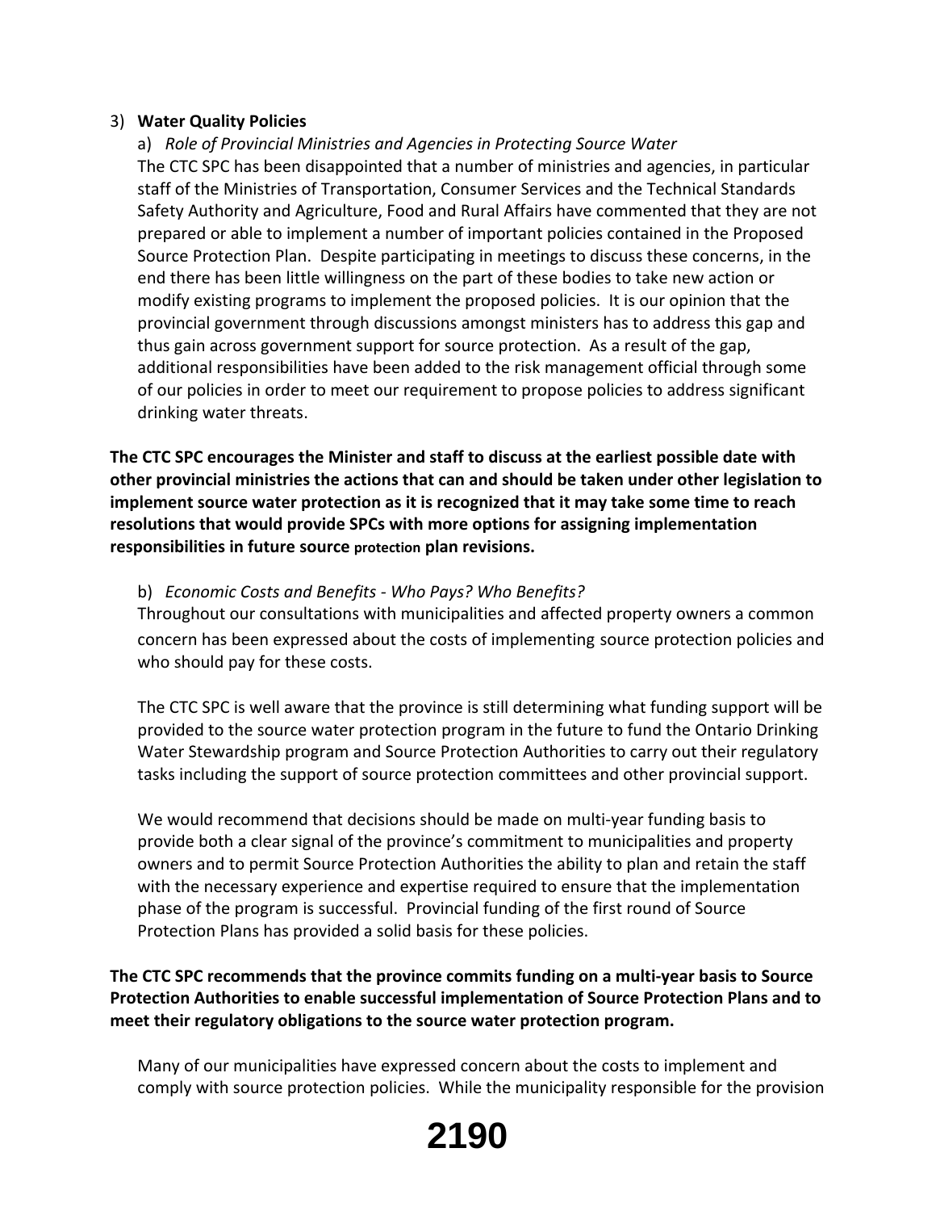3) **Water Quality Policies**

a) *Role of Provincial Ministries and Agencies in Protecting Source Water*

The CTC SPC has been disappointed that a number of ministries and agencies, in particular staff of the Ministries of Transportation, Consumer Services and the Technical Standards Safety Authority and Agriculture, Food and Rural Affairs have commented that they are not prepared or able to implement a number of important policies contained in the Proposed Source Protection Plan. Despite participating in meetings to discuss these concerns, in the end there has been little willingness on the part of these bodies to take new action or modify existing programs to implement the proposed policies. It is our opinion that the provincial government through discussions amongst ministers has to address this gap and thus gain across government support for source protection. As a result of the gap, additional responsibilities have been added to the risk management official through some of our policies in order to meet our requirement to propose policies to address significant drinking water threats.

**The CTC SPC encourages the Minister and staff to discuss at the earliest possible date with other provincial ministries the actions that can and should be taken under other legislation to implement source water protection as it is recognized that it may take some time to reach resolutions that would provide SPCs with more options for assigning implementation responsibilities in future source protection plan revisions.**

b) *Economic Costs and Benefits - Who Pays? Who Benefits?*

Throughout our consultations with municipalities and affected property owners a common concern has been expressed about the costs of implementing source protection policies and who should pay for these costs.

The CTC SPC is well aware that the province is still determining what funding support will be provided to the source water protection program in the future to fund the Ontario Drinking Water Stewardship program and Source Protection Authorities to carry out their regulatory tasks including the support of source protection committees and other provincial support.

We would recommend that decisions should be made on multi-year funding basis to provide both a clear signal of the province's commitment to municipalities and property owners and to permit Source Protection Authorities the ability to plan and retain the staff with the necessary experience and expertise required to ensure that the implementation phase of the program is successful. Provincial funding of the first round of Source Protection Plans has provided a solid basis for these policies.

**The CTC SPC recommends that the province commits funding on a multi-year basis to Source Protection Authorities to enable successful implementation of Source Protection Plans and to meet their regulatory obligations to the source water protection program.**

Many of our municipalities have expressed concern about the costs to implement and comply with source protection policies. While the municipality responsible for the provision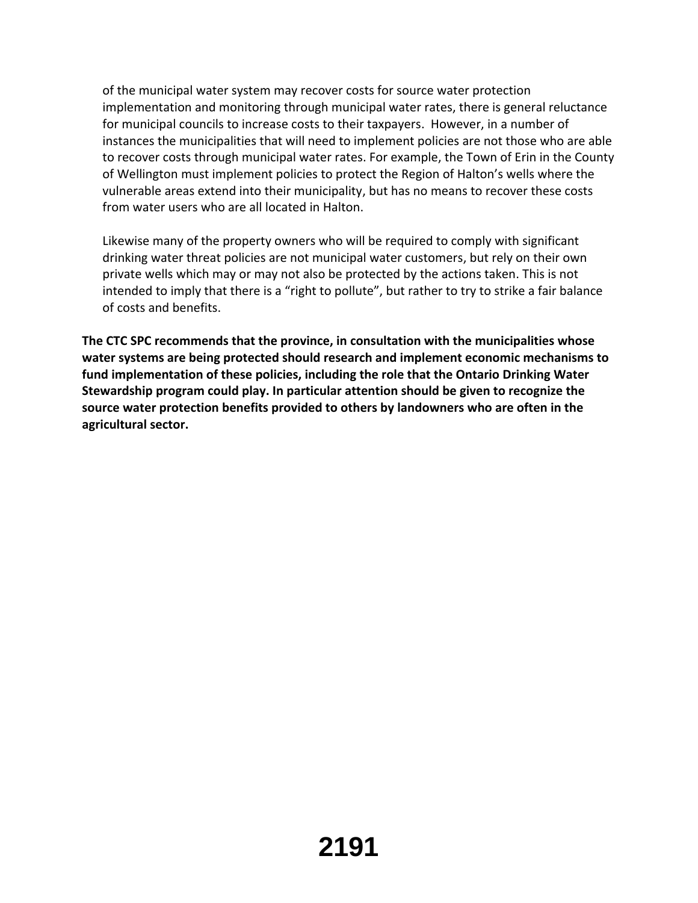of the municipal water system may recover costs for source water protection implementation and monitoring through municipal water rates, there is general reluctance for municipal councils to increase costs to their taxpayers. However, in a number of instances the municipalities that will need to implement policies are not those who are able to recover costs through municipal water rates. For example, the Town of Erin in the County of Wellington must implement policies to protect the Region of Halton's wells where the vulnerable areas extend into their municipality, but has no means to recover these costs from water users who are all located in Halton.

Likewise many of the property owners who will be required to comply with significant drinking water threat policies are not municipal water customers, but rely on their own private wells which may or may not also be protected by the actions taken. This is not intended to imply that there is a "right to pollute", but rather to try to strike a fair balance of costs and benefits.

**The CTC SPC recommends that the province, in consultation with the municipalities whose water systems are being protected should research and implement economic mechanisms to fund implementation of these policies, including the role that the Ontario Drinking Water Stewardship program could play. In particular attention should be given to recognize the source water protection benefits provided to others by landowners who are often in the agricultural sector.**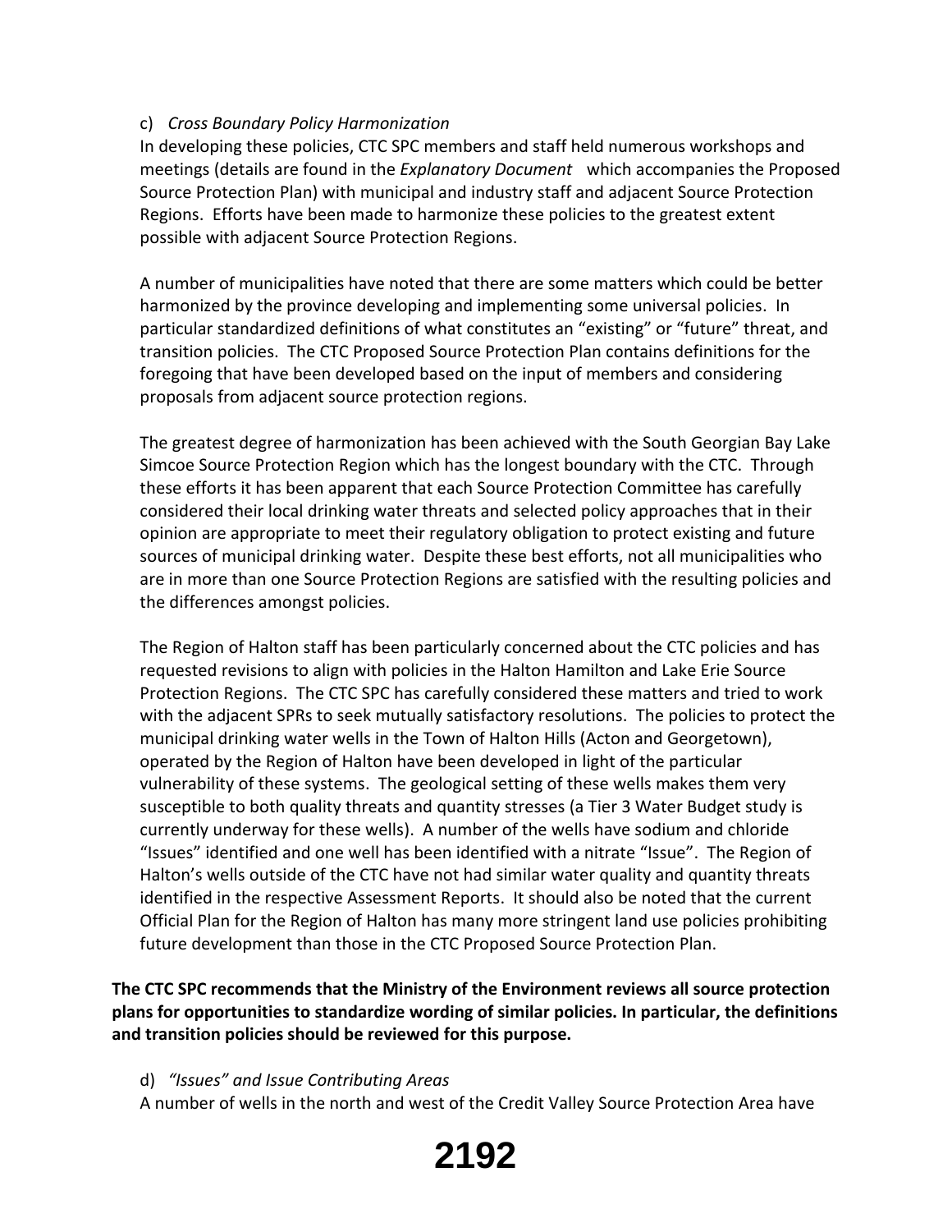c) *Cross Boundary Policy Harmonization*

In developing these policies, CTC SPC members and staff held numerous workshops and meetings (details are found in the *Explanatory Document* which accompanies the Proposed Source Protection Plan) with municipal and industry staff and adjacent Source Protection Regions. Efforts have been made to harmonize these policies to the greatest extent possible with adjacent Source Protection Regions.

A number of municipalities have noted that there are some matters which could be better harmonized by the province developing and implementing some universal policies. In particular standardized definitions of what constitutes an "existing" or "future" threat, and transition policies. The CTC Proposed Source Protection Plan contains definitions for the foregoing that have been developed based on the input of members and considering proposals from adjacent source protection regions.

The greatest degree of harmonization has been achieved with the South Georgian Bay Lake Simcoe Source Protection Region which has the longest boundary with the CTC. Through these efforts it has been apparent that each Source Protection Committee has carefully considered their local drinking water threats and selected policy approaches that in their opinion are appropriate to meet their regulatory obligation to protect existing and future sources of municipal drinking water. Despite these best efforts, not all municipalities who are in more than one Source Protection Regions are satisfied with the resulting policies and the differences amongst policies.

The Region of Halton staff has been particularly concerned about the CTC policies and has requested revisions to align with policies in the Halton Hamilton and Lake Erie Source Protection Regions. The CTC SPC has carefully considered these matters and tried to work with the adjacent SPRs to seek mutually satisfactory resolutions. The policies to protect the municipal drinking water wells in the Town of Halton Hills (Acton and Georgetown), operated by the Region of Halton have been developed in light of the particular vulnerability of these systems. The geological setting of these wells makes them very susceptible to both quality threats and quantity stresses (a Tier 3 Water Budget study is currently underway for these wells). A number of the wells have sodium and chloride "Issues" identified and one well has been identified with a nitrate "Issue". The Region of Halton's wells outside of the CTC have not had similar water quality and quantity threats identified in the respective Assessment Reports. It should also be noted that the current Official Plan for the Region of Halton has many more stringent land use policies prohibiting future development than those in the CTC Proposed Source Protection Plan.

**The CTC SPC recommends that the Ministry of the Environment reviews all source protection plans for opportunities to standardize wording of similar policies. In particular, the definitions and transition policies should be reviewed for this purpose.**

d) *"Issues" and Issue Contributing Areas*

A number of wells in the north and west of the Credit Valley Source Protection Area have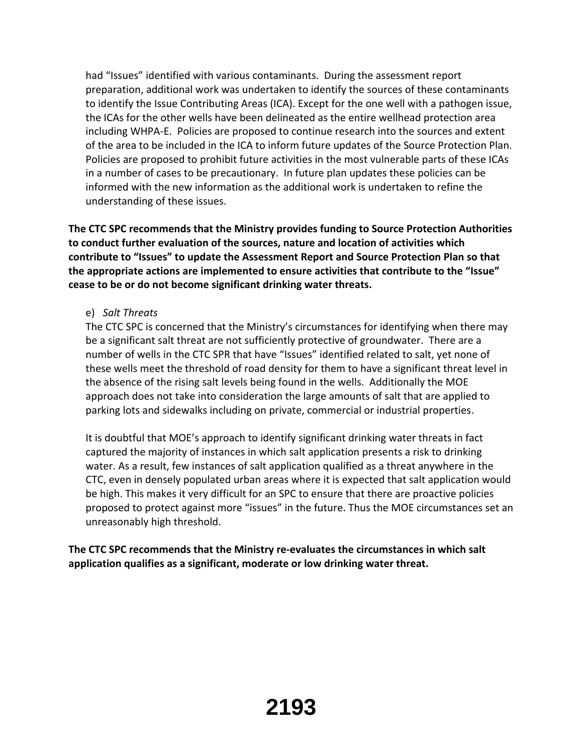had “Issues” identified with various contaminants. During the assessment report preparation, additional work was undertaken to identify the sources of these contaminants to identify the Issue Contributing Areas (ICA). Except for the one well with a pathogen issue, the ICAs for the other wells have been delineated as the entire wellhead protection area including WHPA-E. Policies are proposed to continue research into the sources and extent of the area to be included in the ICA to inform future updates of the Source Protection Plan. Policies are proposed to prohibit future activities in the most vulnerable parts of these ICAs in a number of cases to be precautionary. In future plan updates these policies can be informed with the new information as the additional work is undertaken to refine the understanding of these issues.

**The CTC SPC recommends that the Ministry provides funding to Source Protection Authorities to conduct further evaluation of the sources, nature and location of activities which contribute to “Issues” to update the Assessment Report and Source Protection Plan so that the appropriate actions are implemented to ensure activities that contribute to the “Issue” cease to be or do not become significant drinking water threats.**

e) *Salt Threats*

The CTC SPC is concerned that the Ministry’s circumstances for identifying when there may be a significant salt threat are not sufficiently protective of groundwater. There are a number of wells in the CTC SPR that have “Issues” identified related to salt, yet none of these wells meet the threshold of road density for them to have a significant threat level in the absence of the rising salt levels being found in the wells. Additionally the MOE approach does not take into consideration the large amounts of salt that are applied to parking lots and sidewalks including on private, commercial or industrial properties.

It is doubtful that MOE’s approach to identify significant drinking water threats in fact captured the majority of instances in which salt application presents a risk to drinking water. As a result, few instances of salt application qualified as a threat anywhere in the CTC, even in densely populated urban areas where it is expected that salt application would be high. This makes it very difficult for an SPC to ensure that there are proactive policies proposed to protect against more “issues” in the future. Thus the MOE circumstances set an unreasonably high threshold.

**The CTC SPC recommends that the Ministry re-evaluates the circumstances in which salt application qualifies as a significant, moderate or low drinking water threat.**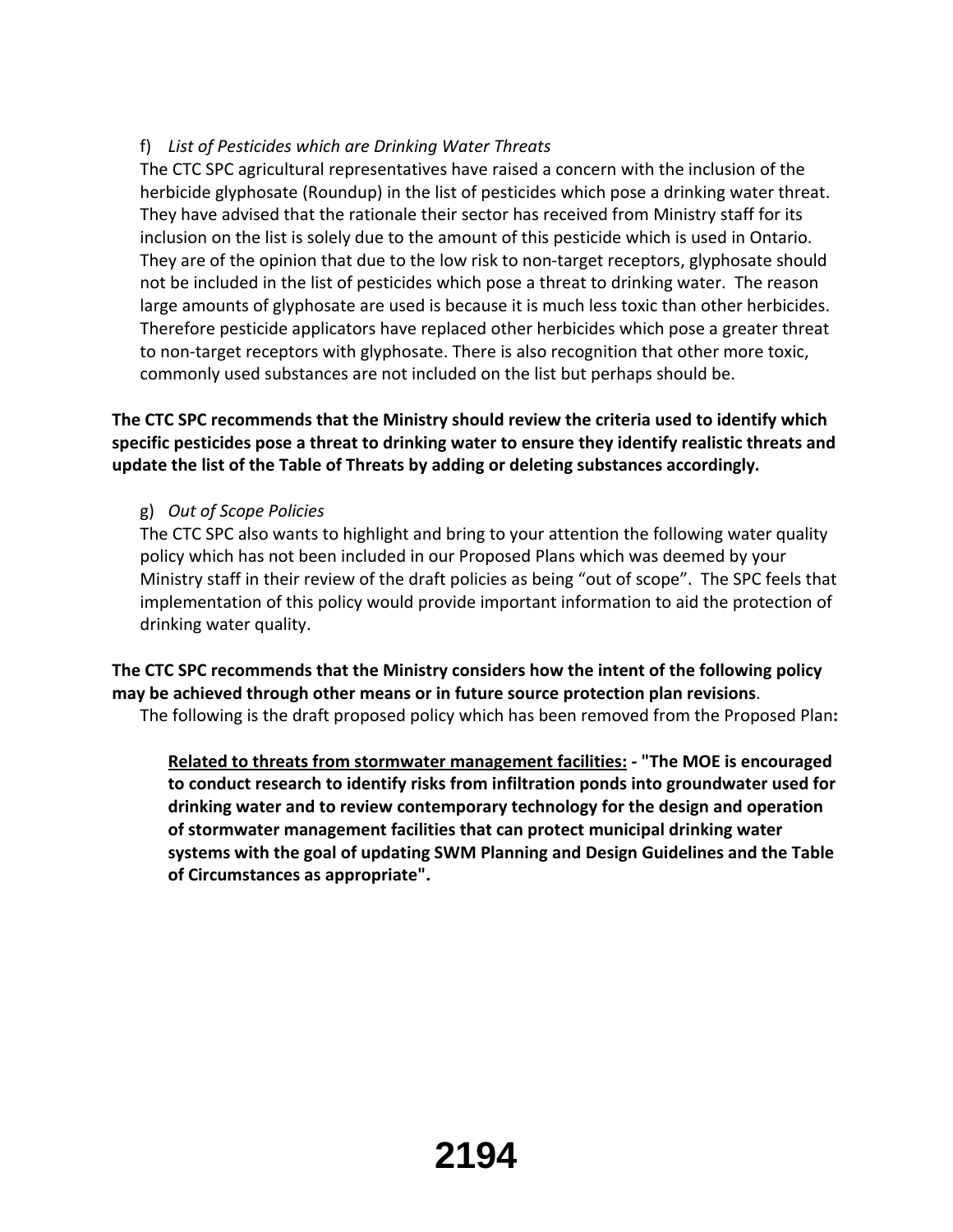f) *List of Pesticides which are Drinking Water Threats*

The CTC SPC agricultural representatives have raised a concern with the inclusion of the herbicide glyphosate (Roundup) in the list of pesticides which pose a drinking water threat. They have advised that the rationale their sector has received from Ministry staff for its inclusion on the list is solely due to the amount of this pesticide which is used in Ontario. They are of the opinion that due to the low risk to non-target receptors, glyphosate should not be included in the list of pesticides which pose a threat to drinking water. The reason large amounts of glyphosate are used is because it is much less toxic than other herbicides. Therefore pesticide applicators have replaced other herbicides which pose a greater threat to non-target receptors with glyphosate. There is also recognition that other more toxic, commonly used substances are not included on the list but perhaps should be.

**The CTC SPC recommends that the Ministry should review the criteria used to identify which specific pesticides pose a threat to drinking water to ensure they identify realistic threats and update the list of the Table of Threats by adding or deleting substances accordingly.**

g) *Out of Scope Policies*

The CTC SPC also wants to highlight and bring to your attention the following water quality policy which has not been included in our Proposed Plans which was deemed by your Ministry staff in their review of the draft policies as being "out of scope". The SPC feels that implementation of this policy would provide important information to aid the protection of drinking water quality.

**The CTC SPC recommends that the Ministry considers how the intent of the following policy may be achieved through other means or in future source protection plan revisions**.

The following is the draft proposed policy which has been removed from the Proposed Plan**:**

> **Related to threats from stormwater management facilities: - "The MOE is encouraged to conduct research to identify risks from infiltration ponds into groundwater used for drinking water and to review contemporary technology for the design and operation of stormwater management facilities that can protect municipal drinking water systems with the goal of updating SWM Planning and Design Guidelines and the Table of Circumstances as appropriate".**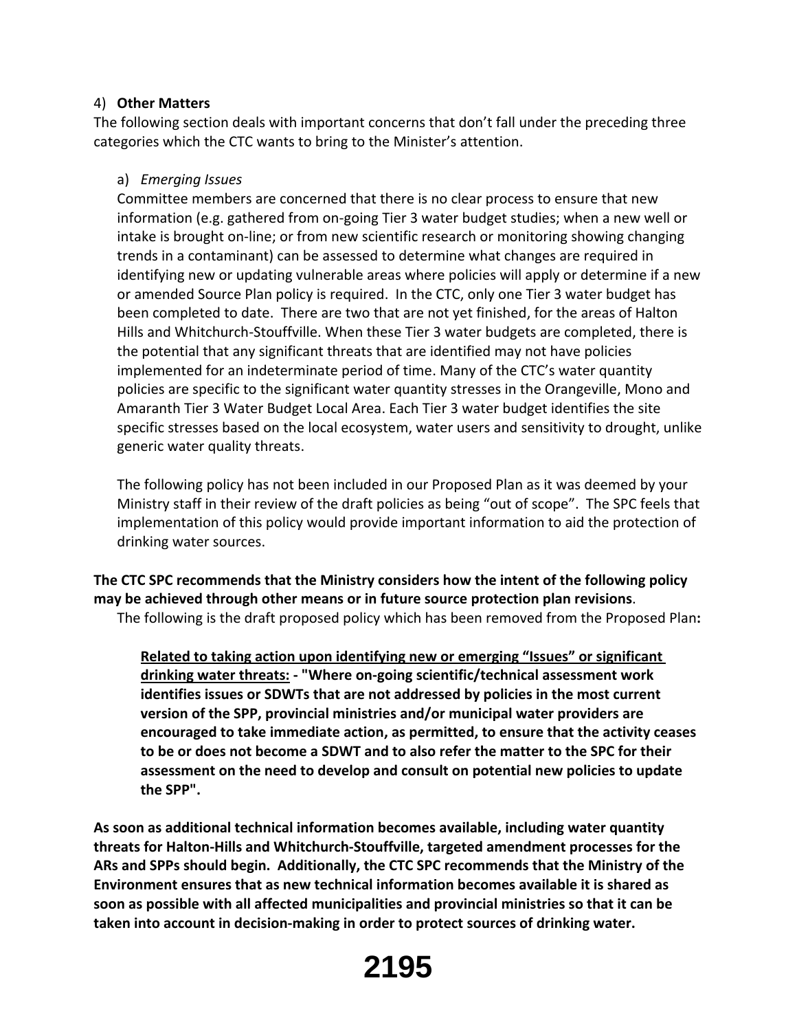4) **Other Matters**

The following section deals with important concerns that don't fall under the preceding three categories which the CTC wants to bring to the Minister's attention.

a) *Emerging Issues*

Committee members are concerned that there is no clear process to ensure that new information (e.g. gathered from on-going Tier 3 water budget studies; when a new well or intake is brought on-line; or from new scientific research or monitoring showing changing trends in a contaminant) can be assessed to determine what changes are required in identifying new or updating vulnerable areas where policies will apply or determine if a new or amended Source Plan policy is required. In the CTC, only one Tier 3 water budget has been completed to date. There are two that are not yet finished, for the areas of Halton Hills and Whitchurch-Stouffville. When these Tier 3 water budgets are completed, there is the potential that any significant threats that are identified may not have policies implemented for an indeterminate period of time. Many of the CTC's water quantity policies are specific to the significant water quantity stresses in the Orangeville, Mono and Amaranth Tier 3 Water Budget Local Area. Each Tier 3 water budget identifies the site specific stresses based on the local ecosystem, water users and sensitivity to drought, unlike generic water quality threats.

The following policy has not been included in our Proposed Plan as it was deemed by your Ministry staff in their review of the draft policies as being "out of scope". The SPC feels that implementation of this policy would provide important information to aid the protection of drinking water sources.

**The CTC SPC recommends that the Ministry considers how the intent of the following policy may be achieved through other means or in future source protection plan revisions**.

The following is the draft proposed policy which has been removed from the Proposed Plan**:**

> **<u>Related to taking action upon identifying new or emerging "Issues" or significant drinking water threats:</u> - "Where on-going scientific/technical assessment work identifies issues or SDWTs that are not addressed by policies in the most current version of the SPP, provincial ministries and/or municipal water providers are encouraged to take immediate action, as permitted, to ensure that the activity ceases to be or does not become a SDWT and to also refer the matter to the SPC for their assessment on the need to develop and consult on potential new policies to update the SPP".**

**As soon as additional technical information becomes available, including water quantity threats for Halton-Hills and Whitchurch-Stouffville, targeted amendment processes for the ARs and SPPs should begin. Additionally, the CTC SPC recommends that the Ministry of the Environment ensures that as new technical information becomes available it is shared as soon as possible with all affected municipalities and provincial ministries so that it can be taken into account in decision-making in order to protect sources of drinking water.**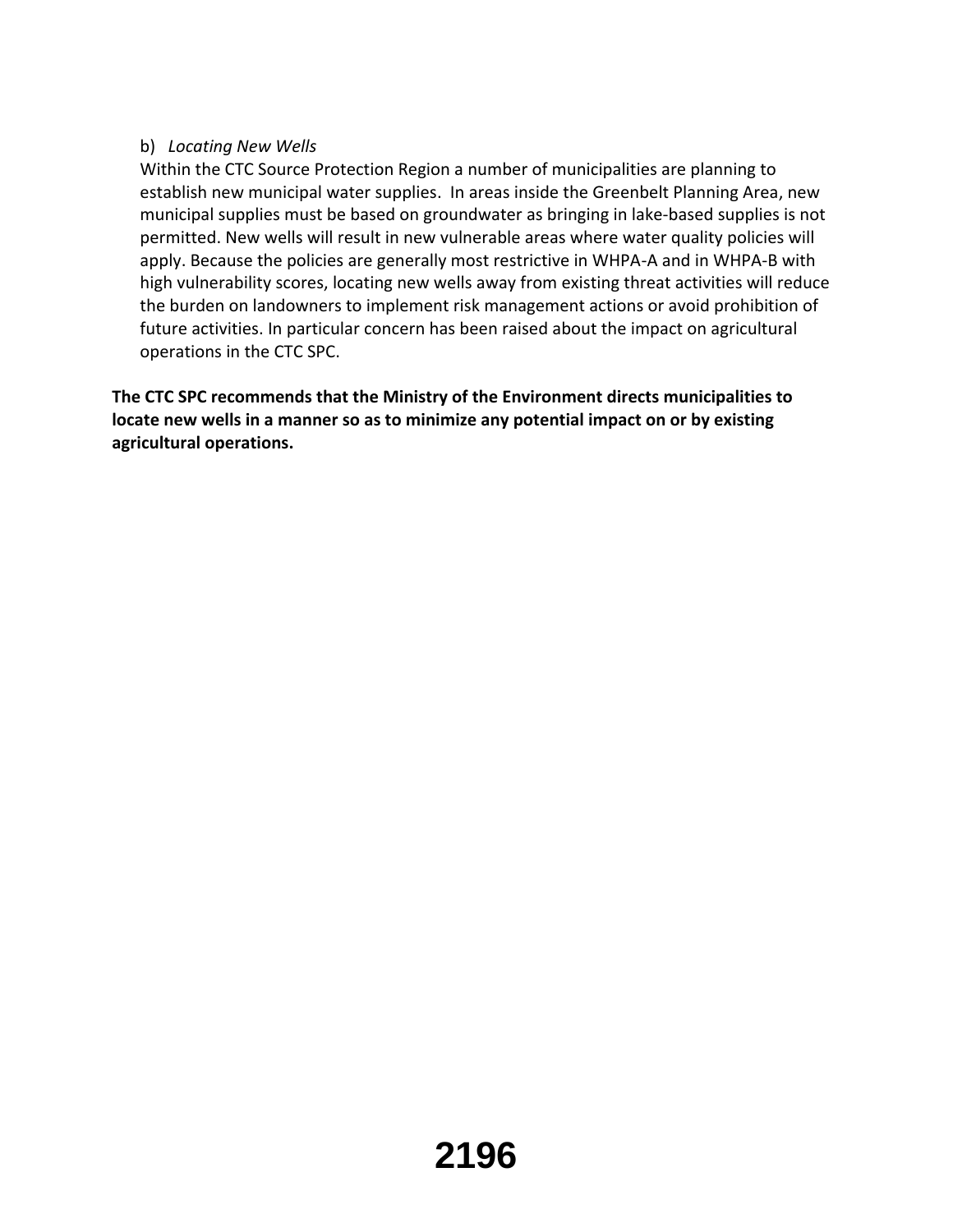b) *Locating New Wells*

Within the CTC Source Protection Region a number of municipalities are planning to establish new municipal water supplies. In areas inside the Greenbelt Planning Area, new municipal supplies must be based on groundwater as bringing in lake-based supplies is not permitted. New wells will result in new vulnerable areas where water quality policies will apply. Because the policies are generally most restrictive in WHPA-A and in WHPA-B with high vulnerability scores, locating new wells away from existing threat activities will reduce the burden on landowners to implement risk management actions or avoid prohibition of future activities. In particular concern has been raised about the impact on agricultural operations in the CTC SPC.

**The CTC SPC recommends that the Ministry of the Environment directs municipalities to locate new wells in a manner so as to minimize any potential impact on or by existing agricultural operations.**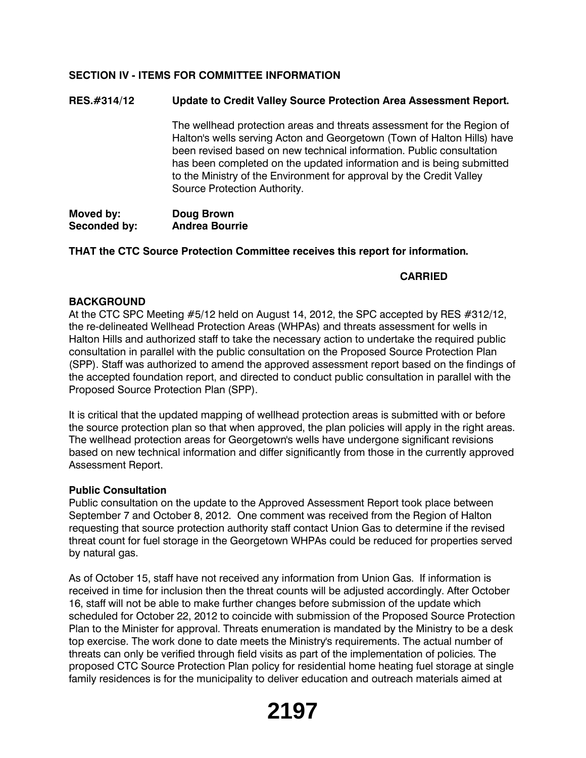**SECTION IV - ITEMS FOR COMMITTEE INFORMATION**

**RES.#314/12 Update to Credit Valley Source Protection Area Assessment Report.**

The wellhead protection areas and threats assessment for the Region of Halton's wells serving Acton and Georgetown (Town of Halton Hills) have been revised based on new technical information. Public consultation has been completed on the updated information and is being submitted to the Ministry of the Environment for approval by the Credit Valley Source Protection Authority.

**Moved by: Doug Brown**
**Seconded by: Andrea Bourrie**

**THAT the CTC Source Protection Committee receives this report for information.**

**CARRIED**

**BACKGROUND**

At the CTC SPC Meeting #5/12 held on August 14, 2012, the SPC accepted by RES #312/12, the re-delineated Wellhead Protection Areas (WHPAs) and threats assessment for wells in Halton Hills and authorized staff to take the necessary action to undertake the required public consultation in parallel with the public consultation on the Proposed Source Protection Plan (SPP). Staff was authorized to amend the approved assessment report based on the findings of the accepted foundation report, and directed to conduct public consultation in parallel with the Proposed Source Protection Plan (SPP).

It is critical that the updated mapping of wellhead protection areas is submitted with or before the source protection plan so that when approved, the plan policies will apply in the right areas. The wellhead protection areas for Georgetown's wells have undergone significant revisions based on new technical information and differ significantly from those in the currently approved Assessment Report.

**Public Consultation**

Public consultation on the update to the Approved Assessment Report took place between September 7 and October 8, 2012. One comment was received from the Region of Halton requesting that source protection authority staff contact Union Gas to determine if the revised threat count for fuel storage in the Georgetown WHPAs could be reduced for properties served by natural gas.

As of October 15, staff have not received any information from Union Gas. If information is received in time for inclusion then the threat counts will be adjusted accordingly. After October 16, staff will not be able to make further changes before submission of the update which scheduled for October 22, 2012 to coincide with submission of the Proposed Source Protection Plan to the Minister for approval. Threats enumeration is mandated by the Ministry to be a desk top exercise. The work done to date meets the Ministry's requirements. The actual number of threats can only be verified through field visits as part of the implementation of policies. The proposed CTC Source Protection Plan policy for residential home heating fuel storage at single family residences is for the municipality to deliver education and outreach materials aimed at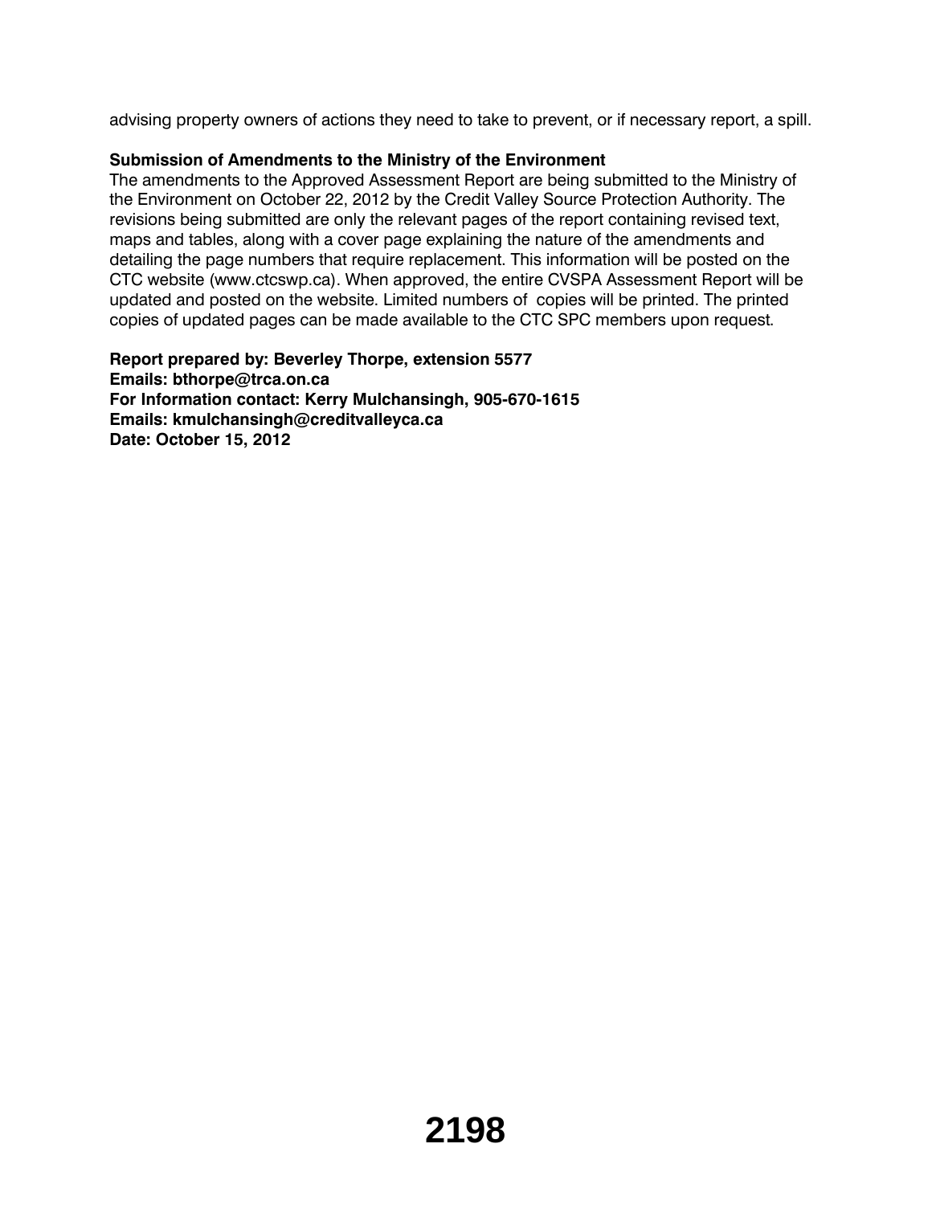advising property owners of actions they need to take to prevent, or if necessary report, a spill.

**Submission of Amendments to the Ministry of the Environment**

The amendments to the Approved Assessment Report are being submitted to the Ministry of the Environment on October 22, 2012 by the Credit Valley Source Protection Authority. The revisions being submitted are only the relevant pages of the report containing revised text, maps and tables, along with a cover page explaining the nature of the amendments and detailing the page numbers that require replacement. This information will be posted on the CTC website (www.ctcswp.ca). When approved, the entire CVSPA Assessment Report will be updated and posted on the website. Limited numbers of copies will be printed. The printed copies of updated pages can be made available to the CTC SPC members upon request.

**Report prepared by: Beverley Thorpe, extension 5577**
**Emails: bthorpe@trca.on.ca**
**For Information contact: Kerry Mulchansingh, 905-670-1615**
**Emails: kmulchansingh@creditvalleyca.ca**
**Date: October 15, 2012**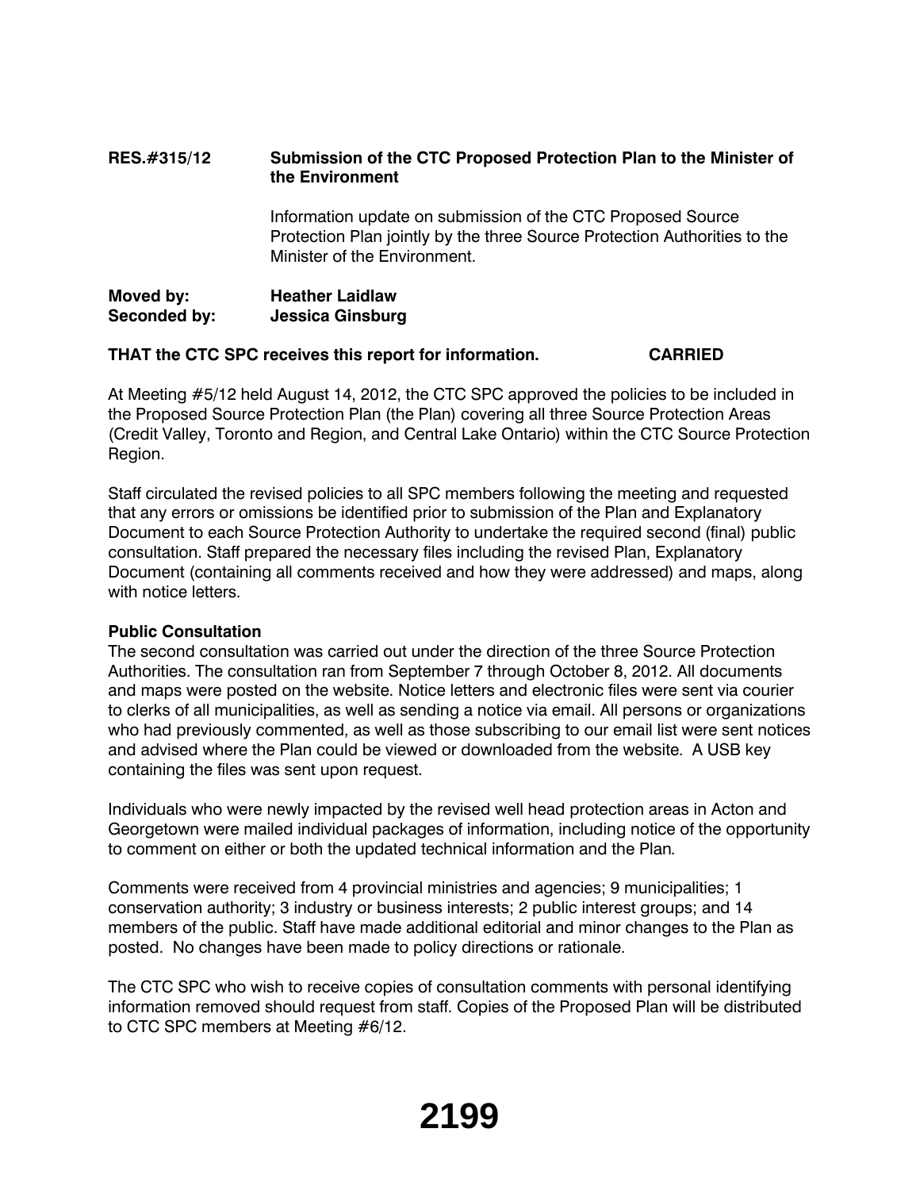**RES.#315/12 Submission of the CTC Proposed Protection Plan to the Minister of the Environment**

Information update on submission of the CTC Proposed Source Protection Plan jointly by the three Source Protection Authorities to the Minister of the Environment.

**Moved by: Heather Laidlaw**
**Seconded by: Jessica Ginsburg**

**THAT the CTC SPC receives this report for information. CARRIED**

At Meeting #5/12 held August 14, 2012, the CTC SPC approved the policies to be included in the Proposed Source Protection Plan (the Plan) covering all three Source Protection Areas (Credit Valley, Toronto and Region, and Central Lake Ontario) within the CTC Source Protection Region.

Staff circulated the revised policies to all SPC members following the meeting and requested that any errors or omissions be identified prior to submission of the Plan and Explanatory Document to each Source Protection Authority to undertake the required second (final) public consultation. Staff prepared the necessary files including the revised Plan, Explanatory Document (containing all comments received and how they were addressed) and maps, along with notice letters.

**Public Consultation**

The second consultation was carried out under the direction of the three Source Protection Authorities. The consultation ran from September 7 through October 8, 2012. All documents and maps were posted on the website. Notice letters and electronic files were sent via courier to clerks of all municipalities, as well as sending a notice via email. All persons or organizations who had previously commented, as well as those subscribing to our email list were sent notices and advised where the Plan could be viewed or downloaded from the website. A USB key containing the files was sent upon request.

Individuals who were newly impacted by the revised well head protection areas in Acton and Georgetown were mailed individual packages of information, including notice of the opportunity to comment on either or both the updated technical information and the Plan.

Comments were received from 4 provincial ministries and agencies; 9 municipalities; 1 conservation authority; 3 industry or business interests; 2 public interest groups; and 14 members of the public. Staff have made additional editorial and minor changes to the Plan as posted. No changes have been made to policy directions or rationale.

The CTC SPC who wish to receive copies of consultation comments with personal identifying information removed should request from staff. Copies of the Proposed Plan will be distributed to CTC SPC members at Meeting #6/12.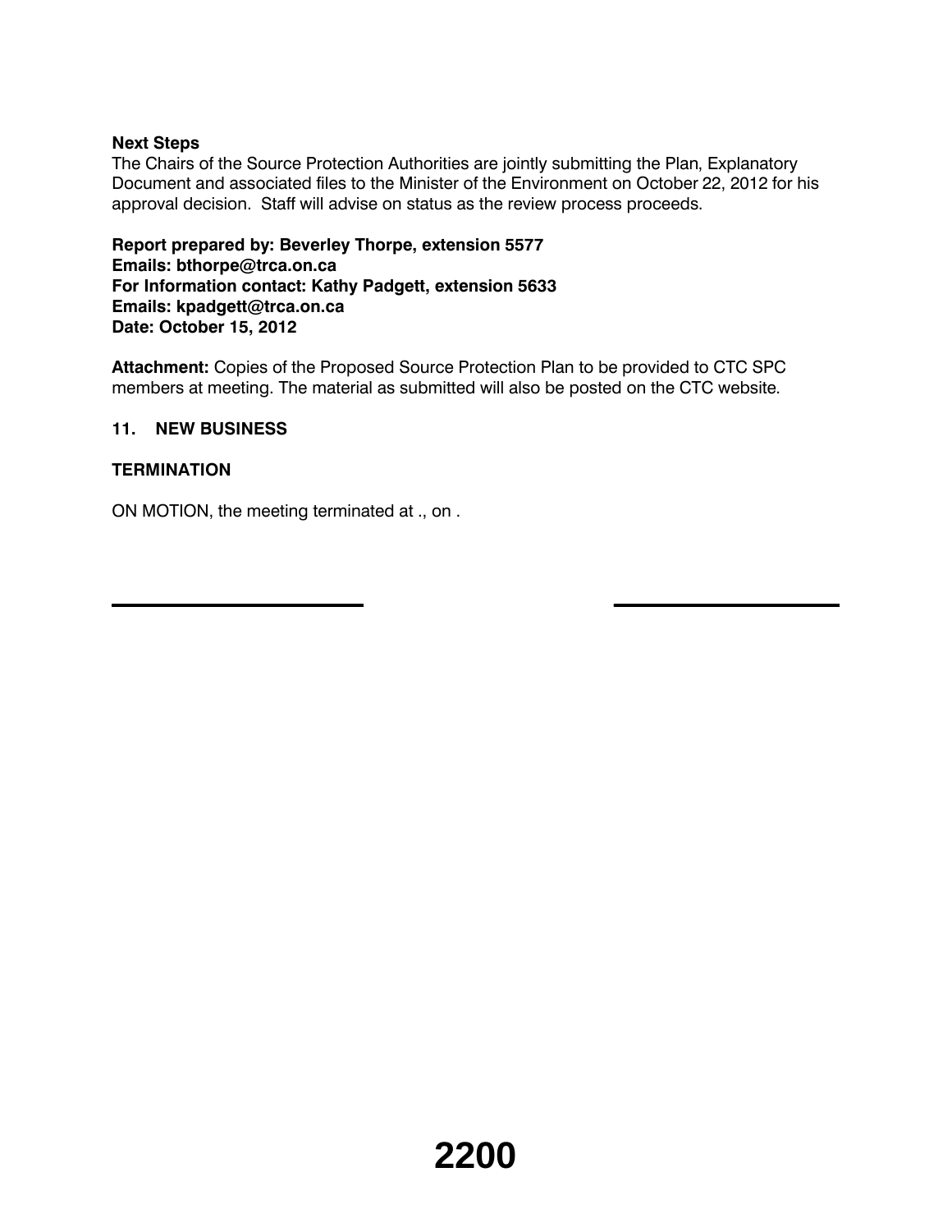**Next Steps**
The Chairs of the Source Protection Authorities are jointly submitting the Plan, Explanatory Document and associated files to the Minister of the Environment on October 22, 2012 for his approval decision. Staff will advise on status as the review process proceeds.

**Report prepared by: Beverley Thorpe, extension 5577**
**Emails: bthorpe@trca.on.ca**
**For Information contact: Kathy Padgett, extension 5633**
**Emails: kpadgett@trca.on.ca**
**Date: October 15, 2012**

**Attachment:** Copies of the Proposed Source Protection Plan to be provided to CTC SPC members at meeting. The material as submitted will also be posted on the CTC website.

**11. NEW BUSINESS**

**TERMINATION**

ON MOTION, the meeting terminated at ., on .